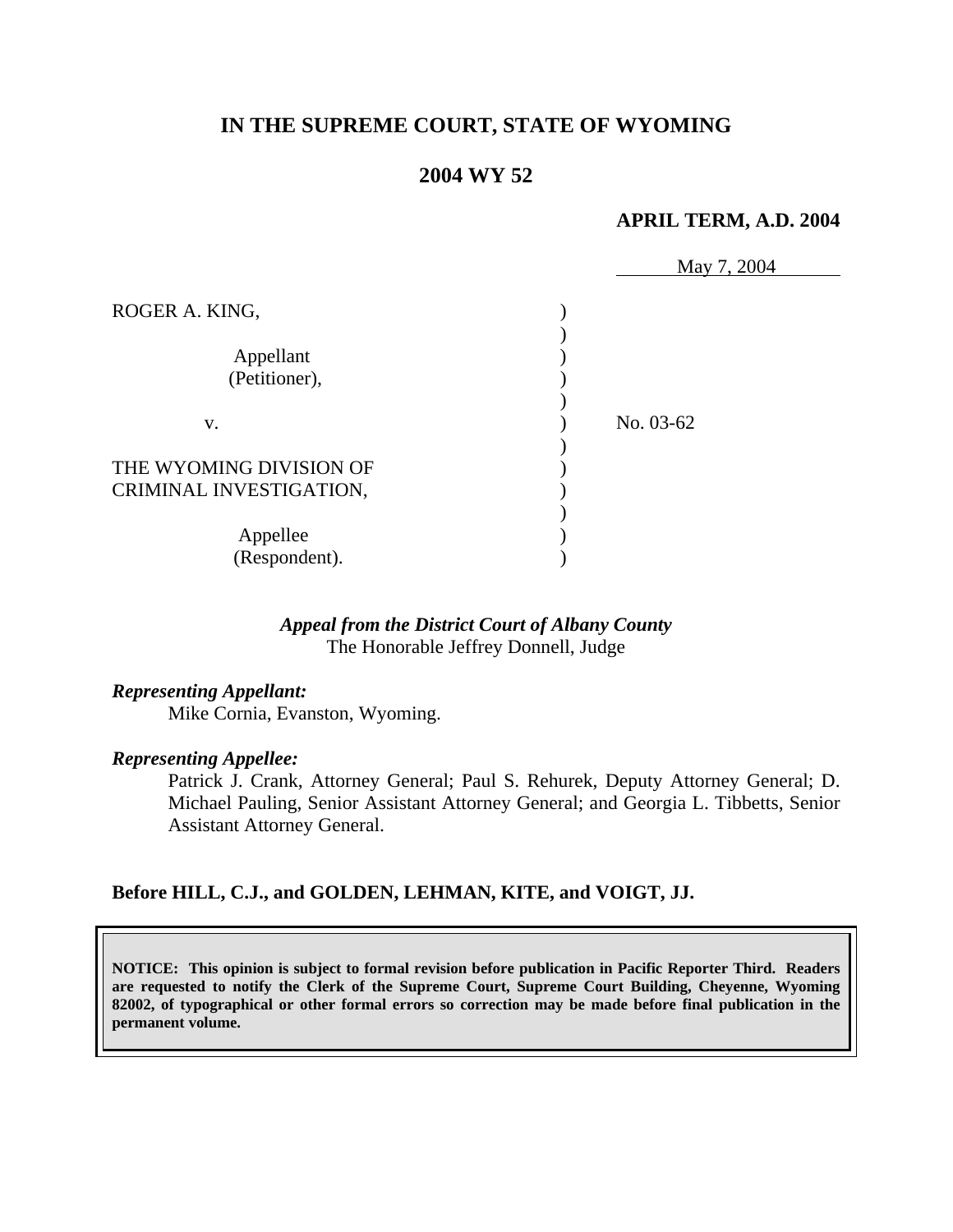# IN THE SUPREME COURT, STATE OF WYOMING

## 2004 WY 52

**APRIL TERM, A.D. 2004**

May 7, 2004

ROGER A. KING,

Appellant
(Petitioner),

v.

No. 03-62

THE WYOMING DIVISION OF CRIMINAL INVESTIGATION,

Appellee
(Respondent).

***Appeal from the District Court of Albany County***
The Honorable Jeffrey Donnell, Judge

***Representing Appellant:***

Mike Cornia, Evanston, Wyoming.

***Representing Appellee:***

Patrick J. Crank, Attorney General; Paul S. Rehurek, Deputy Attorney General; D. Michael Pauling, Senior Assistant Attorney General; and Georgia L. Tibbetts, Senior Assistant Attorney General.

**Before HILL, C.J., and GOLDEN, LEHMAN, KITE, and VOIGT, JJ.**

**NOTICE: This opinion is subject to formal revision before publication in Pacific Reporter Third. Readers are requested to notify the Clerk of the Supreme Court, Supreme Court Building, Cheyenne, Wyoming 82002, of typographical or other formal errors so correction may be made before final publication in the permanent volume.**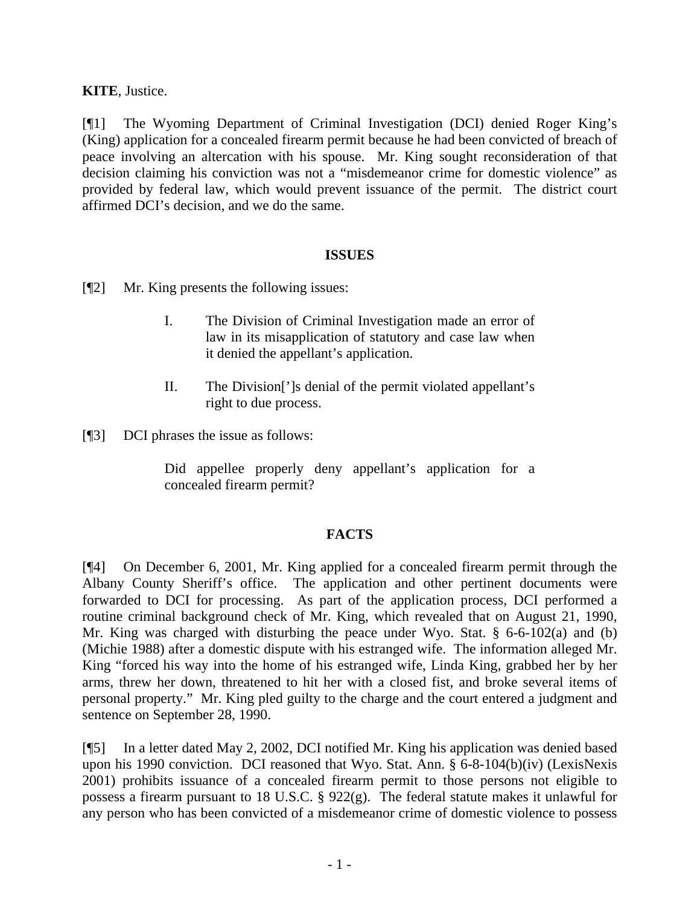**KITE**, Justice.

[¶1] The Wyoming Department of Criminal Investigation (DCI) denied Roger King's (King) application for a concealed firearm permit because he had been convicted of breach of peace involving an altercation with his spouse. Mr. King sought reconsideration of that decision claiming his conviction was not a "misdemeanor crime for domestic violence" as provided by federal law, which would prevent issuance of the permit. The district court affirmed DCI's decision, and we do the same.

## ISSUES

[¶2] Mr. King presents the following issues:

> I. The Division of Criminal Investigation made an error of law in its misapplication of statutory and case law when it denied the appellant's application.
>
> II. The Division[']s denial of the permit violated appellant's right to due process.

[¶3] DCI phrases the issue as follows:

> Did appellee properly deny appellant's application for a concealed firearm permit?

## FACTS

[¶4] On December 6, 2001, Mr. King applied for a concealed firearm permit through the Albany County Sheriff's office. The application and other pertinent documents were forwarded to DCI for processing. As part of the application process, DCI performed a routine criminal background check of Mr. King, which revealed that on August 21, 1990, Mr. King was charged with disturbing the peace under Wyo. Stat. § 6-6-102(a) and (b) (Michie 1988) after a domestic dispute with his estranged wife. The information alleged Mr. King "forced his way into the home of his estranged wife, Linda King, grabbed her by her arms, threw her down, threatened to hit her with a closed fist, and broke several items of personal property." Mr. King pled guilty to the charge and the court entered a judgment and sentence on September 28, 1990.

[¶5] In a letter dated May 2, 2002, DCI notified Mr. King his application was denied based upon his 1990 conviction. DCI reasoned that Wyo. Stat. Ann. § 6-8-104(b)(iv) (LexisNexis 2001) prohibits issuance of a concealed firearm permit to those persons not eligible to possess a firearm pursuant to 18 U.S.C. § 922(g). The federal statute makes it unlawful for any person who has been convicted of a misdemeanor crime of domestic violence to possess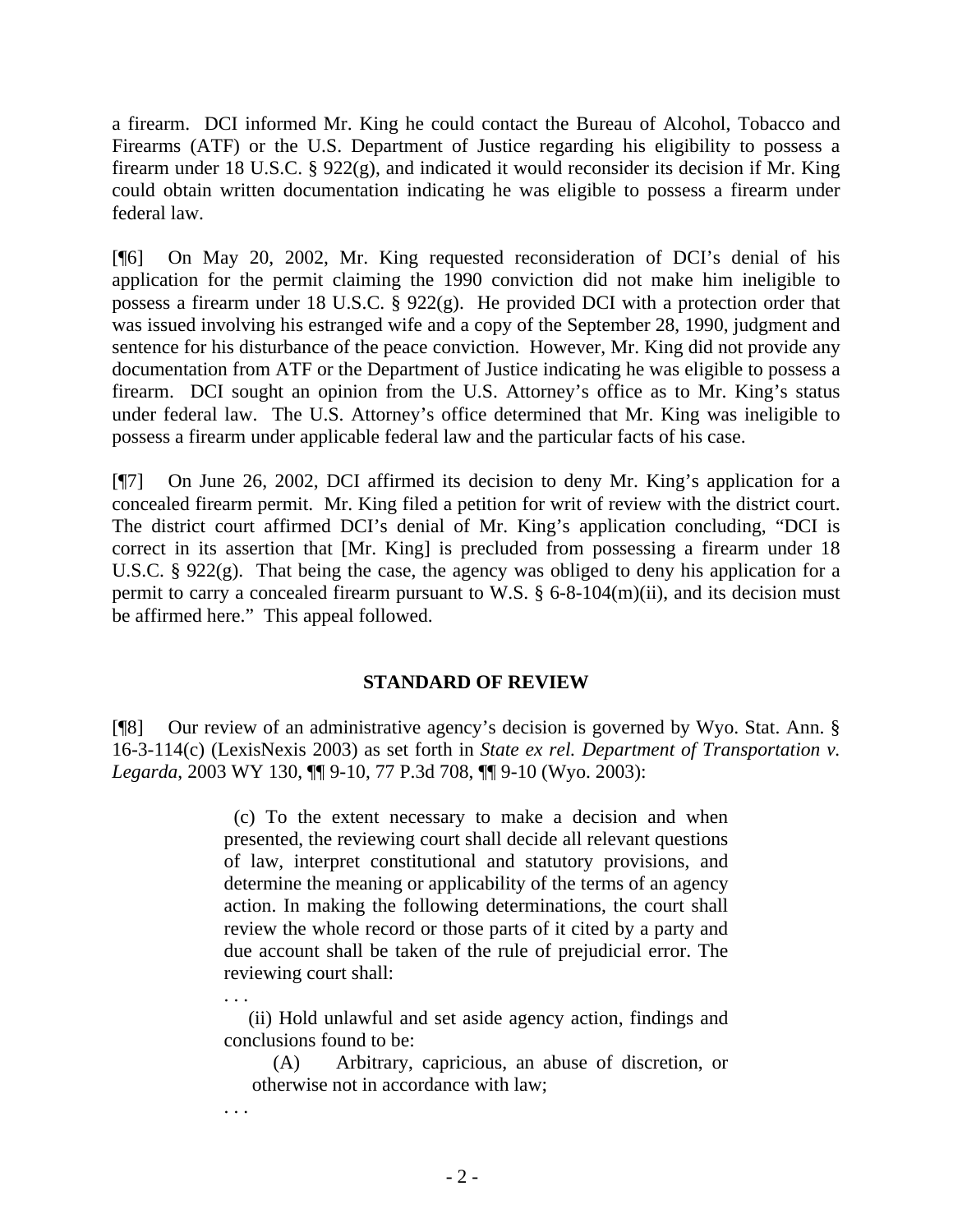a firearm. DCI informed Mr. King he could contact the Bureau of Alcohol, Tobacco and Firearms (ATF) or the U.S. Department of Justice regarding his eligibility to possess a firearm under 18 U.S.C. § 922(g), and indicated it would reconsider its decision if Mr. King could obtain written documentation indicating he was eligible to possess a firearm under federal law.

[¶6] On May 20, 2002, Mr. King requested reconsideration of DCI's denial of his application for the permit claiming the 1990 conviction did not make him ineligible to possess a firearm under 18 U.S.C. § 922(g). He provided DCI with a protection order that was issued involving his estranged wife and a copy of the September 28, 1990, judgment and sentence for his disturbance of the peace conviction. However, Mr. King did not provide any documentation from ATF or the Department of Justice indicating he was eligible to possess a firearm. DCI sought an opinion from the U.S. Attorney's office as to Mr. King's status under federal law. The U.S. Attorney's office determined that Mr. King was ineligible to possess a firearm under applicable federal law and the particular facts of his case.

[¶7] On June 26, 2002, DCI affirmed its decision to deny Mr. King's application for a concealed firearm permit. Mr. King filed a petition for writ of review with the district court. The district court affirmed DCI's denial of Mr. King's application concluding, "DCI is correct in its assertion that [Mr. King] is precluded from possessing a firearm under 18 U.S.C. § 922(g). That being the case, the agency was obliged to deny his application for a permit to carry a concealed firearm pursuant to W.S. § 6-8-104(m)(ii), and its decision must be affirmed here." This appeal followed.

## STANDARD OF REVIEW

[¶8] Our review of an administrative agency's decision is governed by Wyo. Stat. Ann. § 16-3-114(c) (LexisNexis 2003) as set forth in *State ex rel. Department of Transportation v. Legarda*, 2003 WY 130, ¶¶ 9-10, 77 P.3d 708, ¶¶ 9-10 (Wyo. 2003):

> (c) To the extent necessary to make a decision and when presented, the reviewing court shall decide all relevant questions of law, interpret constitutional and statutory provisions, and determine the meaning or applicability of the terms of an agency action. In making the following determinations, the court shall review the whole record or those parts of it cited by a party and due account shall be taken of the rule of prejudicial error. The reviewing court shall:
>
> . . .
>
> (ii) Hold unlawful and set aside agency action, findings and conclusions found to be:
>
> (A) Arbitrary, capricious, an abuse of discretion, or otherwise not in accordance with law;
>
> . . .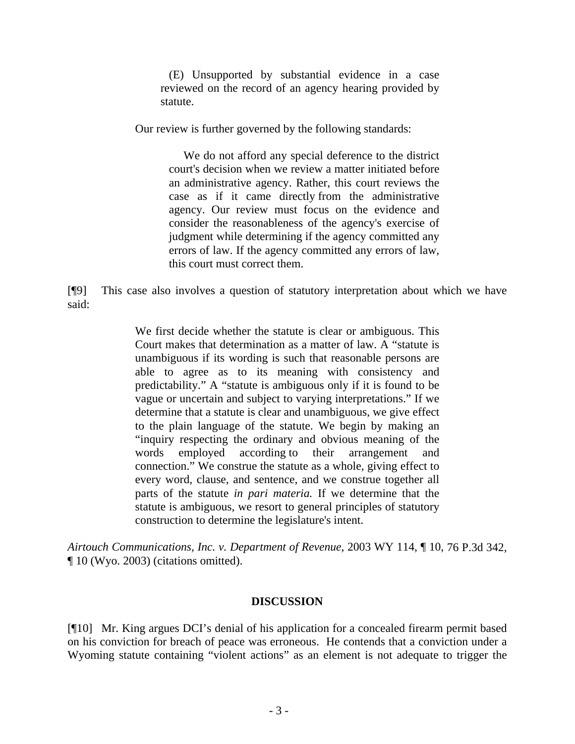> (E) Unsupported by substantial evidence in a case reviewed on the record of an agency hearing provided by statute.

Our review is further governed by the following standards:

> We do not afford any special deference to the district court's decision when we review a matter initiated before an administrative agency. Rather, this court reviews the case as if it came directly from the administrative agency. Our review must focus on the evidence and consider the reasonableness of the agency's exercise of judgment while determining if the agency committed any errors of law. If the agency committed any errors of law, this court must correct them.

[¶9] This case also involves a question of statutory interpretation about which we have said:

> We first decide whether the statute is clear or ambiguous. This Court makes that determination as a matter of law. A "statute is unambiguous if its wording is such that reasonable persons are able to agree as to its meaning with consistency and predictability." A "statute is ambiguous only if it is found to be vague or uncertain and subject to varying interpretations." If we determine that a statute is clear and unambiguous, we give effect to the plain language of the statute. We begin by making an "inquiry respecting the ordinary and obvious meaning of the words employed according to their arrangement and connection." We construe the statute as a whole, giving effect to every word, clause, and sentence, and we construe together all parts of the statute *in pari materia.* If we determine that the statute is ambiguous, we resort to general principles of statutory construction to determine the legislature's intent.

*Airtouch Communications, Inc. v. Department of Revenue*, 2003 WY 114, ¶ 10, 76 P.3d 342, ¶ 10 (Wyo. 2003) (citations omitted).

## DISCUSSION

[¶10] Mr. King argues DCI's denial of his application for a concealed firearm permit based on his conviction for breach of peace was erroneous. He contends that a conviction under a Wyoming statute containing "violent actions" as an element is not adequate to trigger the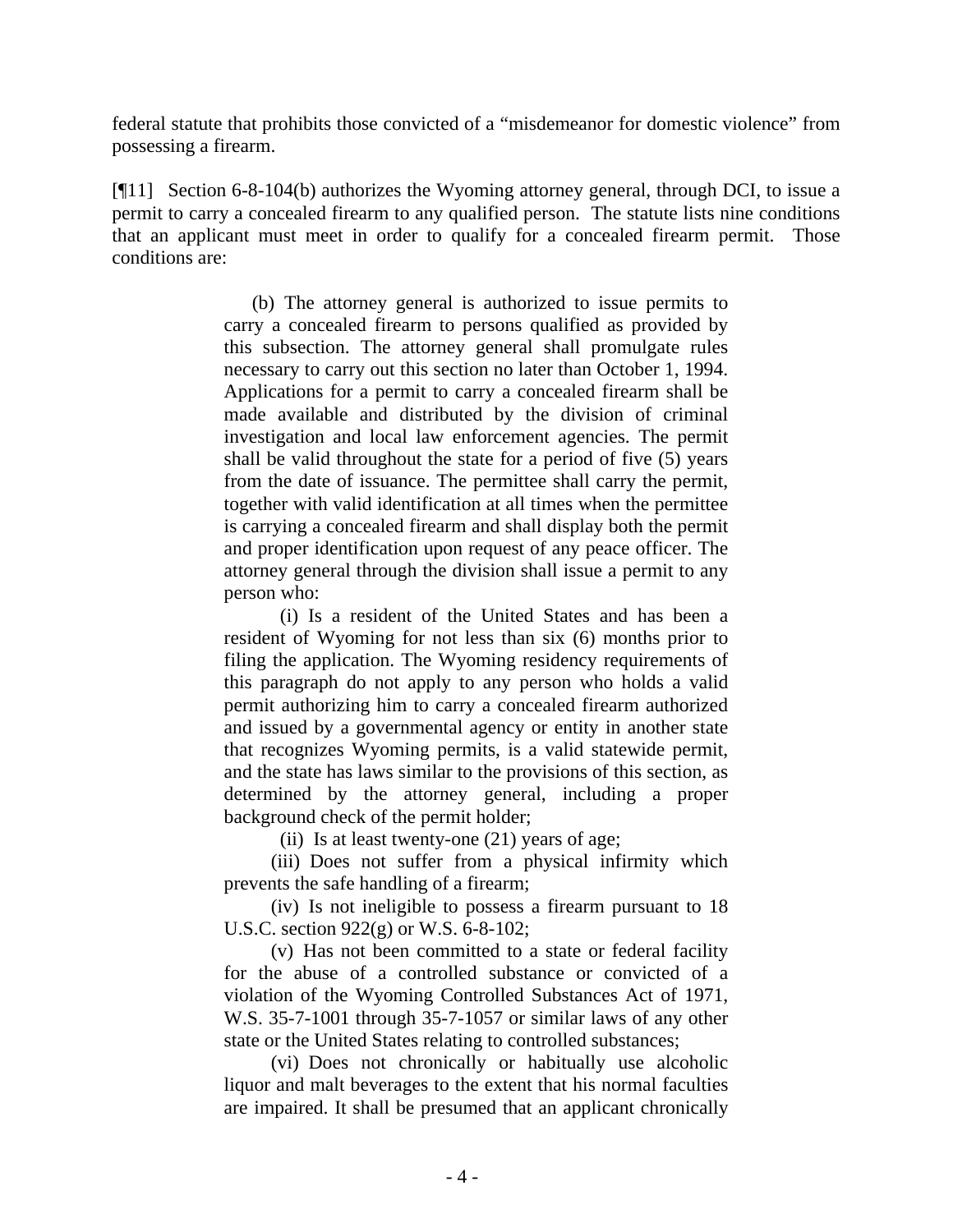federal statute that prohibits those convicted of a "misdemeanor for domestic violence" from possessing a firearm.

[¶11] Section 6-8-104(b) authorizes the Wyoming attorney general, through DCI, to issue a permit to carry a concealed firearm to any qualified person. The statute lists nine conditions that an applicant must meet in order to qualify for a concealed firearm permit. Those conditions are:

> (b) The attorney general is authorized to issue permits to carry a concealed firearm to persons qualified as provided by this subsection. The attorney general shall promulgate rules necessary to carry out this section no later than October 1, 1994. Applications for a permit to carry a concealed firearm shall be made available and distributed by the division of criminal investigation and local law enforcement agencies. The permit shall be valid throughout the state for a period of five (5) years from the date of issuance. The permittee shall carry the permit, together with valid identification at all times when the permittee is carrying a concealed firearm and shall display both the permit and proper identification upon request of any peace officer. The attorney general through the division shall issue a permit to any person who:
>
> (i) Is a resident of the United States and has been a resident of Wyoming for not less than six (6) months prior to filing the application. The Wyoming residency requirements of this paragraph do not apply to any person who holds a valid permit authorizing him to carry a concealed firearm authorized and issued by a governmental agency or entity in another state that recognizes Wyoming permits, is a valid statewide permit, and the state has laws similar to the provisions of this section, as determined by the attorney general, including a proper background check of the permit holder;
>
> (ii) Is at least twenty-one (21) years of age;
>
> (iii) Does not suffer from a physical infirmity which prevents the safe handling of a firearm;
>
> (iv) Is not ineligible to possess a firearm pursuant to 18 U.S.C. section 922(g) or W.S. 6-8-102;
>
> (v) Has not been committed to a state or federal facility for the abuse of a controlled substance or convicted of a violation of the Wyoming Controlled Substances Act of 1971, W.S. 35-7-1001 through 35-7-1057 or similar laws of any other state or the United States relating to controlled substances;
>
> (vi) Does not chronically or habitually use alcoholic liquor and malt beverages to the extent that his normal faculties are impaired. It shall be presumed that an applicant chronically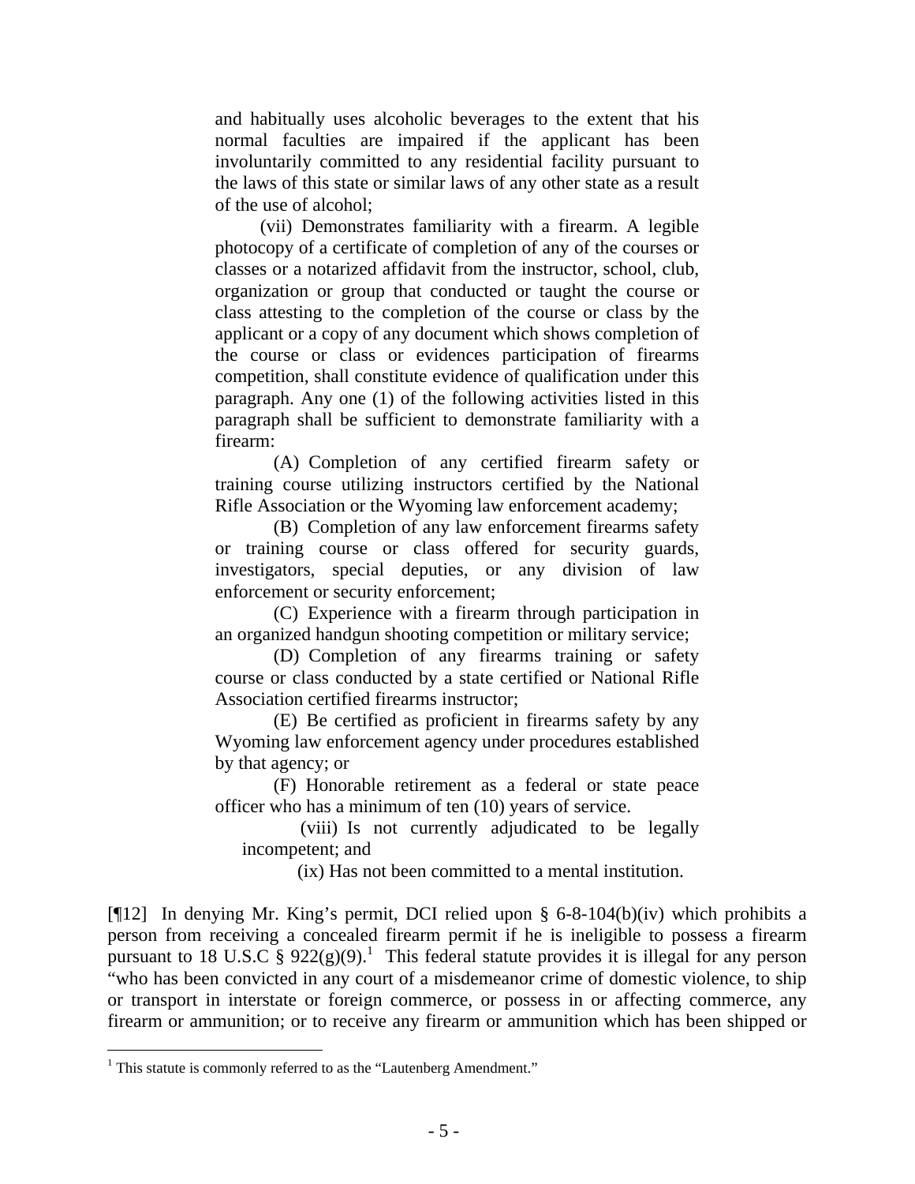and habitually uses alcoholic beverages to the extent that his normal faculties are impaired if the applicant has been involuntarily committed to any residential facility pursuant to the laws of this state or similar laws of any other state as a result of the use of alcohol;

(vii) Demonstrates familiarity with a firearm. A legible photocopy of a certificate of completion of any of the courses or classes or a notarized affidavit from the instructor, school, club, organization or group that conducted or taught the course or class attesting to the completion of the course or class by the applicant or a copy of any document which shows completion of the course or class or evidences participation of firearms competition, shall constitute evidence of qualification under this paragraph. Any one (1) of the following activities listed in this paragraph shall be sufficient to demonstrate familiarity with a firearm:

(A) Completion of any certified firearm safety or training course utilizing instructors certified by the National Rifle Association or the Wyoming law enforcement academy;

(B) Completion of any law enforcement firearms safety or training course or class offered for security guards, investigators, special deputies, or any division of law enforcement or security enforcement;

(C) Experience with a firearm through participation in an organized handgun shooting competition or military service;

(D) Completion of any firearms training or safety course or class conducted by a state certified or National Rifle Association certified firearms instructor;

(E) Be certified as proficient in firearms safety by any Wyoming law enforcement agency under procedures established by that agency; or

(F) Honorable retirement as a federal or state peace officer who has a minimum of ten (10) years of service.

(viii) Is not currently adjudicated to be legally incompetent; and

(ix) Has not been committed to a mental institution.

[¶12] In denying Mr. King's permit, DCI relied upon § 6-8-104(b)(iv) which prohibits a person from receiving a concealed firearm permit if he is ineligible to possess a firearm pursuant to 18 U.S.C § 922(g)(9).[1] This federal statute provides it is illegal for any person "who has been convicted in any court of a misdemeanor crime of domestic violence, to ship or transport in interstate or foreign commerce, or possess in or affecting commerce, any firearm or ammunition; or to receive any firearm or ammunition which has been shipped or

[1] This statute is commonly referred to as the "Lautenberg Amendment."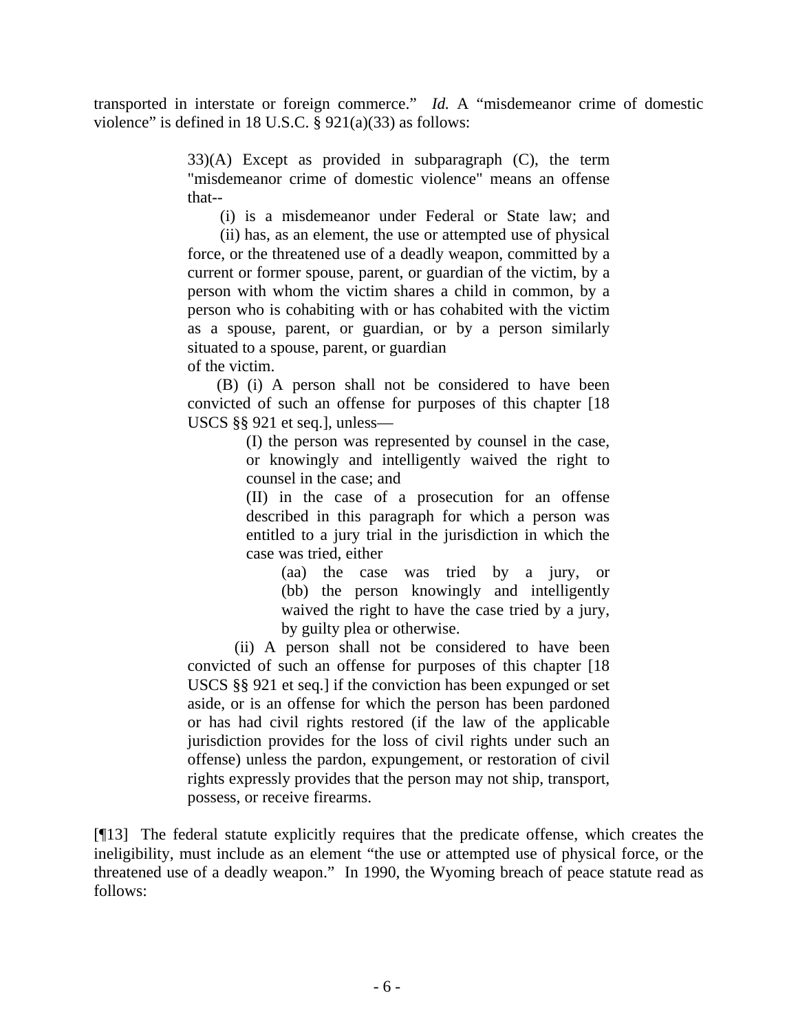transported in interstate or foreign commerce." *Id.* A "misdemeanor crime of domestic violence" is defined in 18 U.S.C. § 921(a)(33) as follows:

> 33)(A) Except as provided in subparagraph (C), the term "misdemeanor crime of domestic violence" means an offense that--
>
> (i) is a misdemeanor under Federal or State law; and
>
> (ii) has, as an element, the use or attempted use of physical force, or the threatened use of a deadly weapon, committed by a current or former spouse, parent, or guardian of the victim, by a person with whom the victim shares a child in common, by a person who is cohabiting with or has cohabited with the victim as a spouse, parent, or guardian, or by a person similarly situated to a spouse, parent, or guardian of the victim.
>
> (B) (i) A person shall not be considered to have been convicted of such an offense for purposes of this chapter [18 USCS §§ 921 et seq.], unless—
>
> > (I) the person was represented by counsel in the case, or knowingly and intelligently waived the right to counsel in the case; and
> >
> > (II) in the case of a prosecution for an offense described in this paragraph for which a person was entitled to a jury trial in the jurisdiction in which the case was tried, either
> >
> > > (aa) the case was tried by a jury, or (bb) the person knowingly and intelligently waived the right to have the case tried by a jury, by guilty plea or otherwise.
>
> (ii) A person shall not be considered to have been convicted of such an offense for purposes of this chapter [18 USCS §§ 921 et seq.] if the conviction has been expunged or set aside, or is an offense for which the person has been pardoned or has had civil rights restored (if the law of the applicable jurisdiction provides for the loss of civil rights under such an offense) unless the pardon, expungement, or restoration of civil rights expressly provides that the person may not ship, transport, possess, or receive firearms.

[¶13] The federal statute explicitly requires that the predicate offense, which creates the ineligibility, must include as an element "the use or attempted use of physical force, or the threatened use of a deadly weapon." In 1990, the Wyoming breach of peace statute read as follows: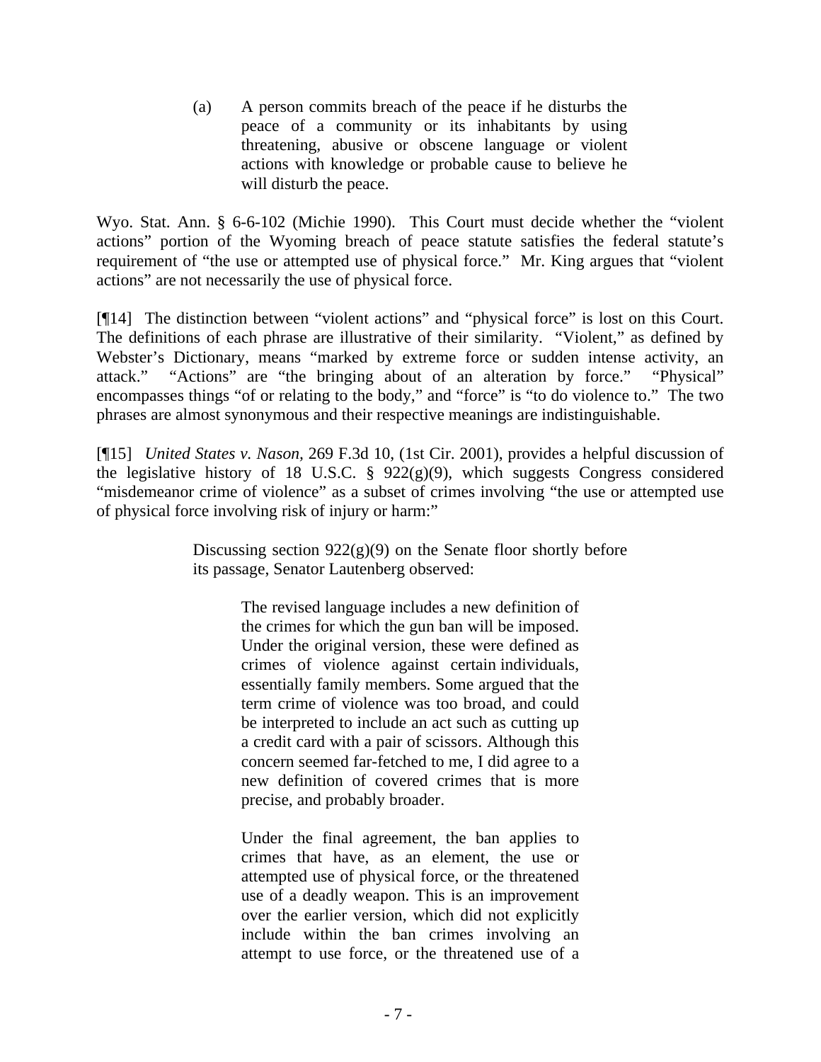> (a) A person commits breach of the peace if he disturbs the peace of a community or its inhabitants by using threatening, abusive or obscene language or violent actions with knowledge or probable cause to believe he will disturb the peace.

Wyo. Stat. Ann. § 6-6-102 (Michie 1990). This Court must decide whether the "violent actions" portion of the Wyoming breach of peace statute satisfies the federal statute's requirement of "the use or attempted use of physical force." Mr. King argues that "violent actions" are not necessarily the use of physical force.

[¶14] The distinction between "violent actions" and "physical force" is lost on this Court. The definitions of each phrase are illustrative of their similarity. "Violent," as defined by Webster's Dictionary, means "marked by extreme force or sudden intense activity, an attack." "Actions" are "the bringing about of an alteration by force." "Physical" encompasses things "of or relating to the body," and "force" is "to do violence to." The two phrases are almost synonymous and their respective meanings are indistinguishable.

[¶15] *United States v. Nason*, 269 F.3d 10, (1st Cir. 2001), provides a helpful discussion of the legislative history of 18 U.S.C. § 922(g)(9), which suggests Congress considered "misdemeanor crime of violence" as a subset of crimes involving "the use or attempted use of physical force involving risk of injury or harm:"

> Discussing section 922(g)(9) on the Senate floor shortly before its passage, Senator Lautenberg observed:
>
>> The revised language includes a new definition of the crimes for which the gun ban will be imposed. Under the original version, these were defined as crimes of violence against certain individuals, essentially family members. Some argued that the term crime of violence was too broad, and could be interpreted to include an act such as cutting up a credit card with a pair of scissors. Although this concern seemed far-fetched to me, I did agree to a new definition of covered crimes that is more precise, and probably broader.
>>
>> Under the final agreement, the ban applies to crimes that have, as an element, the use or attempted use of physical force, or the threatened use of a deadly weapon. This is an improvement over the earlier version, which did not explicitly include within the ban crimes involving an attempt to use force, or the threatened use of a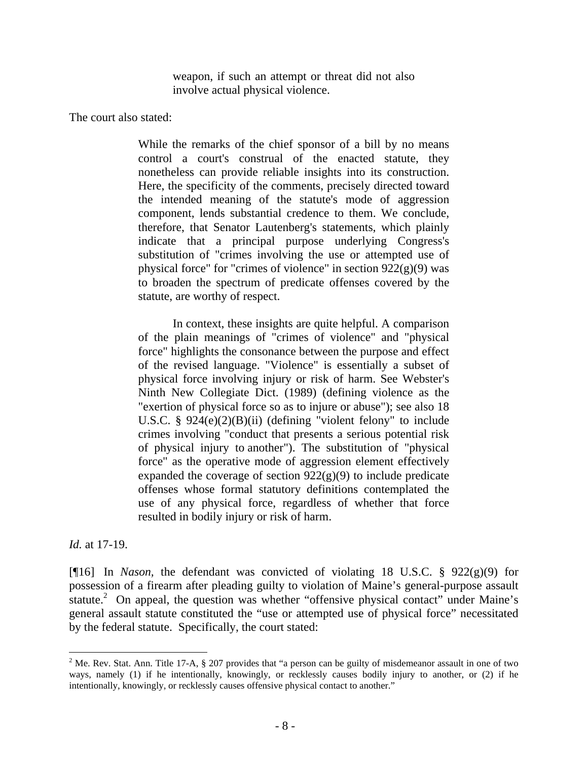> weapon, if such an attempt or threat did not also involve actual physical violence.

The court also stated:

> While the remarks of the chief sponsor of a bill by no means control a court's construal of the enacted statute, they nonetheless can provide reliable insights into its construction. Here, the specificity of the comments, precisely directed toward the intended meaning of the statute's mode of aggression component, lends substantial credence to them. We conclude, therefore, that Senator Lautenberg's statements, which plainly indicate that a principal purpose underlying Congress's substitution of "crimes involving the use or attempted use of physical force" for "crimes of violence" in section 922(g)(9) was to broaden the spectrum of predicate offenses covered by the statute, are worthy of respect.
>
> In context, these insights are quite helpful. A comparison of the plain meanings of "crimes of violence" and "physical force" highlights the consonance between the purpose and effect of the revised language. "Violence" is essentially a subset of physical force involving injury or risk of harm. See Webster's Ninth New Collegiate Dict. (1989) (defining violence as the "exertion of physical force so as to injure or abuse"); see also 18 U.S.C. § 924(e)(2)(B)(ii) (defining "violent felony" to include crimes involving "conduct that presents a serious potential risk of physical injury to another"). The substitution of "physical force" as the operative mode of aggression element effectively expanded the coverage of section 922(g)(9) to include predicate offenses whose formal statutory definitions contemplated the use of any physical force, regardless of whether that force resulted in bodily injury or risk of harm.

*Id.* at 17-19.

[¶16] In *Nason*, the defendant was convicted of violating 18 U.S.C. § 922(g)(9) for possession of a firearm after pleading guilty to violation of Maine's general-purpose assault statute.[2] On appeal, the question was whether "offensive physical contact" under Maine's general assault statute constituted the "use or attempted use of physical force" necessitated by the federal statute. Specifically, the court stated:

---

[2] Me. Rev. Stat. Ann. Title 17-A, § 207 provides that "a person can be guilty of misdemeanor assault in one of two ways, namely (1) if he intentionally, knowingly, or recklessly causes bodily injury to another, or (2) if he intentionally, knowingly, or recklessly causes offensive physical contact to another."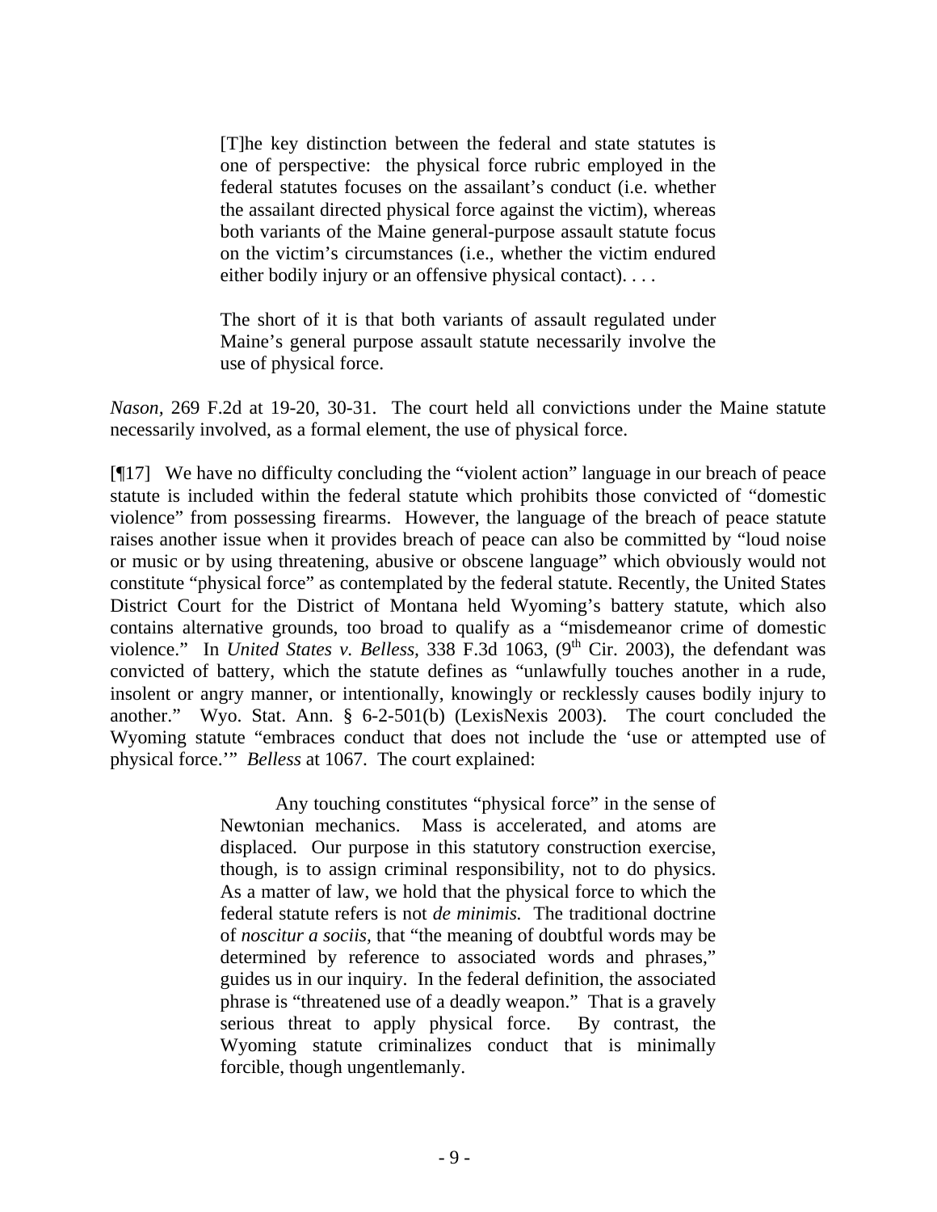> [T]he key distinction between the federal and state statutes is one of perspective: the physical force rubric employed in the federal statutes focuses on the assailant's conduct (i.e. whether the assailant directed physical force against the victim), whereas both variants of the Maine general-purpose assault statute focus on the victim's circumstances (i.e., whether the victim endured either bodily injury or an offensive physical contact). . . .
>
> The short of it is that both variants of assault regulated under Maine's general purpose assault statute necessarily involve the use of physical force.

*Nason,* 269 F.2d at 19-20, 30-31. The court held all convictions under the Maine statute necessarily involved, as a formal element, the use of physical force.

[¶17] We have no difficulty concluding the "violent action" language in our breach of peace statute is included within the federal statute which prohibits those convicted of "domestic violence" from possessing firearms. However, the language of the breach of peace statute raises another issue when it provides breach of peace can also be committed by "loud noise or music or by using threatening, abusive or obscene language" which obviously would not constitute "physical force" as contemplated by the federal statute. Recently, the United States District Court for the District of Montana held Wyoming's battery statute, which also contains alternative grounds, too broad to qualify as a "misdemeanor crime of domestic violence." In *United States v. Belless,* 338 F.3d 1063, (9th Cir. 2003), the defendant was convicted of battery, which the statute defines as "unlawfully touches another in a rude, insolent or angry manner, or intentionally, knowingly or recklessly causes bodily injury to another." Wyo. Stat. Ann. § 6-2-501(b) (LexisNexis 2003). The court concluded the Wyoming statute "embraces conduct that does not include the 'use or attempted use of physical force.'" *Belless* at 1067. The court explained:

> Any touching constitutes "physical force" in the sense of Newtonian mechanics. Mass is accelerated, and atoms are displaced. Our purpose in this statutory construction exercise, though, is to assign criminal responsibility, not to do physics. As a matter of law, we hold that the physical force to which the federal statute refers is not *de minimis.* The traditional doctrine of *noscitur a sociis,* that "the meaning of doubtful words may be determined by reference to associated words and phrases," guides us in our inquiry. In the federal definition, the associated phrase is "threatened use of a deadly weapon." That is a gravely serious threat to apply physical force. By contrast, the Wyoming statute criminalizes conduct that is minimally forcible, though ungentlemanly.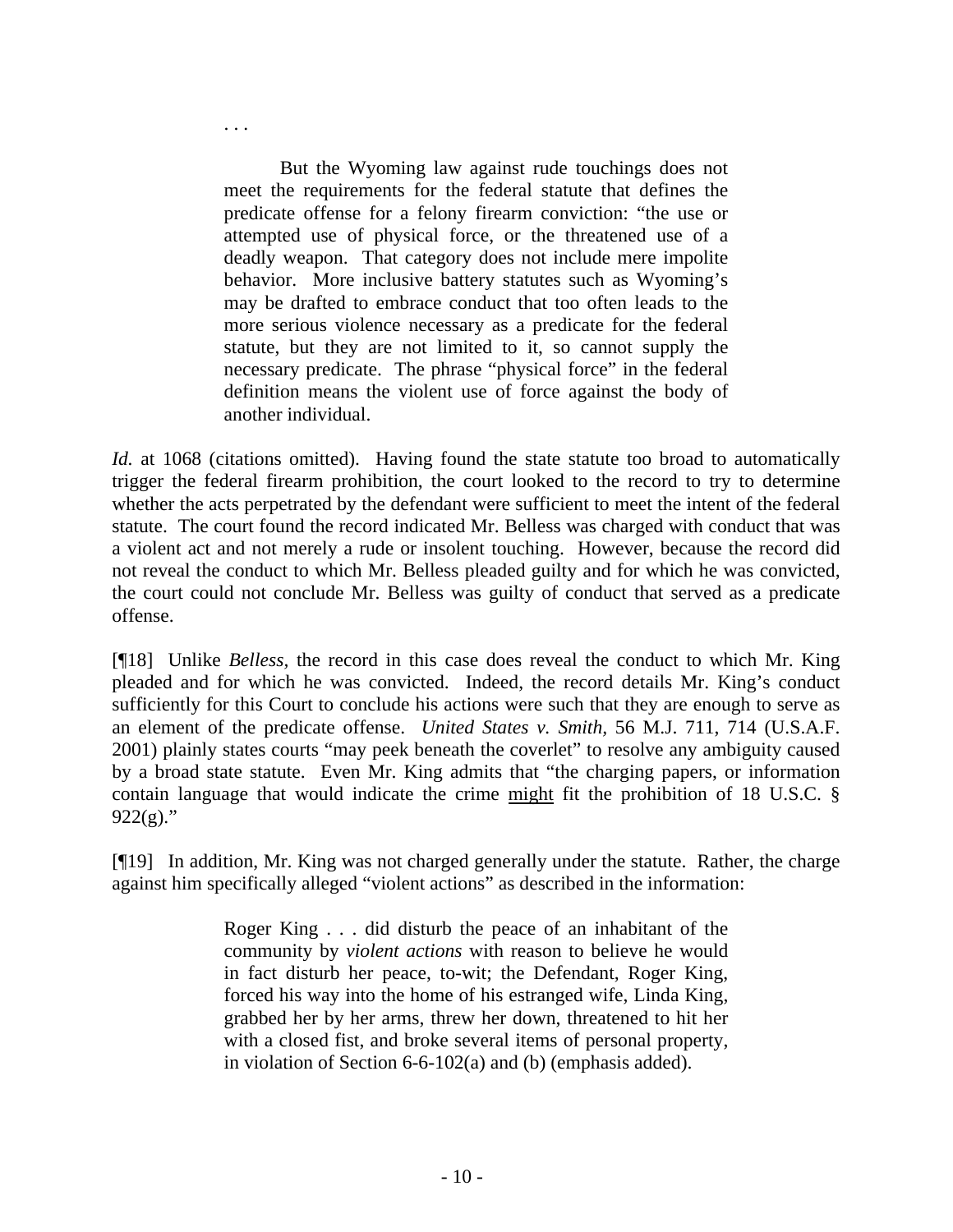> . . .
>
> But the Wyoming law against rude touchings does not meet the requirements for the federal statute that defines the predicate offense for a felony firearm conviction: "the use or attempted use of physical force, or the threatened use of a deadly weapon. That category does not include mere impolite behavior. More inclusive battery statutes such as Wyoming's may be drafted to embrace conduct that too often leads to the more serious violence necessary as a predicate for the federal statute, but they are not limited to it, so cannot supply the necessary predicate. The phrase "physical force" in the federal definition means the violent use of force against the body of another individual.

*Id.* at 1068 (citations omitted). Having found the state statute too broad to automatically trigger the federal firearm prohibition, the court looked to the record to try to determine whether the acts perpetrated by the defendant were sufficient to meet the intent of the federal statute. The court found the record indicated Mr. Belless was charged with conduct that was a violent act and not merely a rude or insolent touching. However, because the record did not reveal the conduct to which Mr. Belless pleaded guilty and for which he was convicted, the court could not conclude Mr. Belless was guilty of conduct that served as a predicate offense.

[¶18] Unlike *Belless*, the record in this case does reveal the conduct to which Mr. King pleaded and for which he was convicted. Indeed, the record details Mr. King's conduct sufficiently for this Court to conclude his actions were such that they are enough to serve as an element of the predicate offense. *United States v. Smith,* 56 M.J. 711, 714 (U.S.A.F. 2001) plainly states courts "may peek beneath the coverlet" to resolve any ambiguity caused by a broad state statute. Even Mr. King admits that "the charging papers, or information contain language that would indicate the crime <u>might</u> fit the prohibition of 18 U.S.C. § 922(g)."

[¶19] In addition, Mr. King was not charged generally under the statute. Rather, the charge against him specifically alleged "violent actions" as described in the information:

> Roger King . . . did disturb the peace of an inhabitant of the community by *violent actions* with reason to believe he would in fact disturb her peace, to-wit; the Defendant, Roger King, forced his way into the home of his estranged wife, Linda King, grabbed her by her arms, threw her down, threatened to hit her with a closed fist, and broke several items of personal property, in violation of Section 6-6-102(a) and (b) (emphasis added).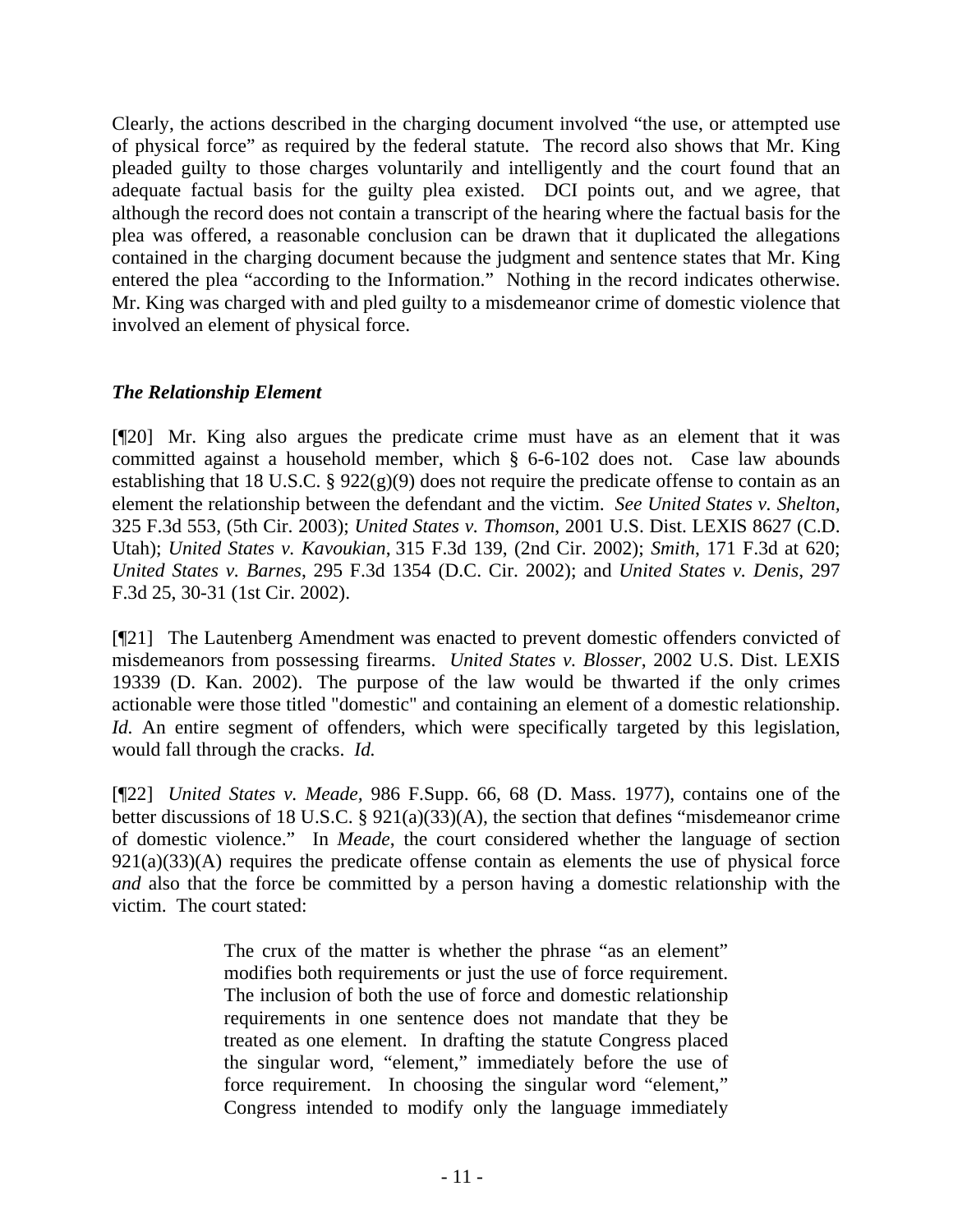Clearly, the actions described in the charging document involved "the use, or attempted use of physical force" as required by the federal statute. The record also shows that Mr. King pleaded guilty to those charges voluntarily and intelligently and the court found that an adequate factual basis for the guilty plea existed. DCI points out, and we agree, that although the record does not contain a transcript of the hearing where the factual basis for the plea was offered, a reasonable conclusion can be drawn that it duplicated the allegations contained in the charging document because the judgment and sentence states that Mr. King entered the plea "according to the Information." Nothing in the record indicates otherwise. Mr. King was charged with and pled guilty to a misdemeanor crime of domestic violence that involved an element of physical force.

### *The Relationship Element*

[¶20] Mr. King also argues the predicate crime must have as an element that it was committed against a household member, which § 6-6-102 does not. Case law abounds establishing that 18 U.S.C. § 922(g)(9) does not require the predicate offense to contain as an element the relationship between the defendant and the victim. *See United States v. Shelton,* 325 F.3d 553, (5th Cir. 2003); *United States v. Thomson*, 2001 U.S. Dist. LEXIS 8627 (C.D. Utah); *United States v. Kavoukian*, 315 F.3d 139, (2nd Cir. 2002); *Smith*, 171 F.3d at 620; *United States v. Barnes*, 295 F.3d 1354 (D.C. Cir. 2002); and *United States v. Denis*, 297 F.3d 25, 30-31 (1st Cir. 2002).

[¶21] The Lautenberg Amendment was enacted to prevent domestic offenders convicted of misdemeanors from possessing firearms. *United States v. Blosser*, 2002 U.S. Dist. LEXIS 19339 (D. Kan. 2002). The purpose of the law would be thwarted if the only crimes actionable were those titled "domestic" and containing an element of a domestic relationship. *Id.* An entire segment of offenders, which were specifically targeted by this legislation, would fall through the cracks. *Id.*

[¶22] *United States v. Meade,* 986 F.Supp. 66, 68 (D. Mass. 1977), contains one of the better discussions of 18 U.S.C. § 921(a)(33)(A), the section that defines "misdemeanor crime of domestic violence." In *Meade*, the court considered whether the language of section 921(a)(33)(A) requires the predicate offense contain as elements the use of physical force *and* also that the force be committed by a person having a domestic relationship with the victim. The court stated:

> The crux of the matter is whether the phrase "as an element" modifies both requirements or just the use of force requirement. The inclusion of both the use of force and domestic relationship requirements in one sentence does not mandate that they be treated as one element. In drafting the statute Congress placed the singular word, "element," immediately before the use of force requirement. In choosing the singular word "element," Congress intended to modify only the language immediately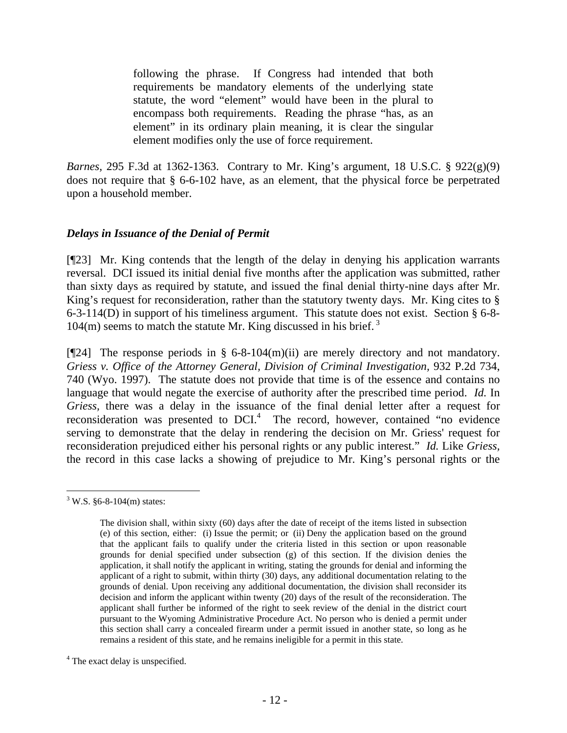> following the phrase. If Congress had intended that both requirements be mandatory elements of the underlying state statute, the word "element" would have been in the plural to encompass both requirements. Reading the phrase "has, as an element" in its ordinary plain meaning, it is clear the singular element modifies only the use of force requirement.

*Barnes*, 295 F.3d at 1362-1363. Contrary to Mr. King's argument, 18 U.S.C. § 922(g)(9) does not require that § 6-6-102 have, as an element, that the physical force be perpetrated upon a household member.

### *Delays in Issuance of the Denial of Permit*

[¶23] Mr. King contends that the length of the delay in denying his application warrants reversal. DCI issued its initial denial five months after the application was submitted, rather than sixty days as required by statute, and issued the final denial thirty-nine days after Mr. King's request for reconsideration, rather than the statutory twenty days. Mr. King cites to § 6-3-114(D) in support of his timeliness argument. This statute does not exist. Section § 6-8-104(m) seems to match the statute Mr. King discussed in his brief.[3]

[¶24] The response periods in § 6-8-104(m)(ii) are merely directory and not mandatory. *Griess v. Office of the Attorney General, Division of Criminal Investigation*, 932 P.2d 734, 740 (Wyo. 1997). The statute does not provide that time is of the essence and contains no language that would negate the exercise of authority after the prescribed time period. *Id.* In *Griess*, there was a delay in the issuance of the final denial letter after a request for reconsideration was presented to DCI.[4] The record, however, contained "no evidence serving to demonstrate that the delay in rendering the decision on Mr. Griess' request for reconsideration prejudiced either his personal rights or any public interest." *Id.* Like *Griess*, the record in this case lacks a showing of prejudice to Mr. King's personal rights or the

---

[3] W.S. §6-8-104(m) states:

> The division shall, within sixty (60) days after the date of receipt of the items listed in subsection (e) of this section, either: (i) Issue the permit; or (ii) Deny the application based on the ground that the applicant fails to qualify under the criteria listed in this section or upon reasonable grounds for denial specified under subsection (g) of this section. If the division denies the application, it shall notify the applicant in writing, stating the grounds for denial and informing the applicant of a right to submit, within thirty (30) days, any additional documentation relating to the grounds of denial. Upon receiving any additional documentation, the division shall reconsider its decision and inform the applicant within twenty (20) days of the result of the reconsideration. The applicant shall further be informed of the right to seek review of the denial in the district court pursuant to the Wyoming Administrative Procedure Act. No person who is denied a permit under this section shall carry a concealed firearm under a permit issued in another state, so long as he remains a resident of this state, and he remains ineligible for a permit in this state.

[4] The exact delay is unspecified.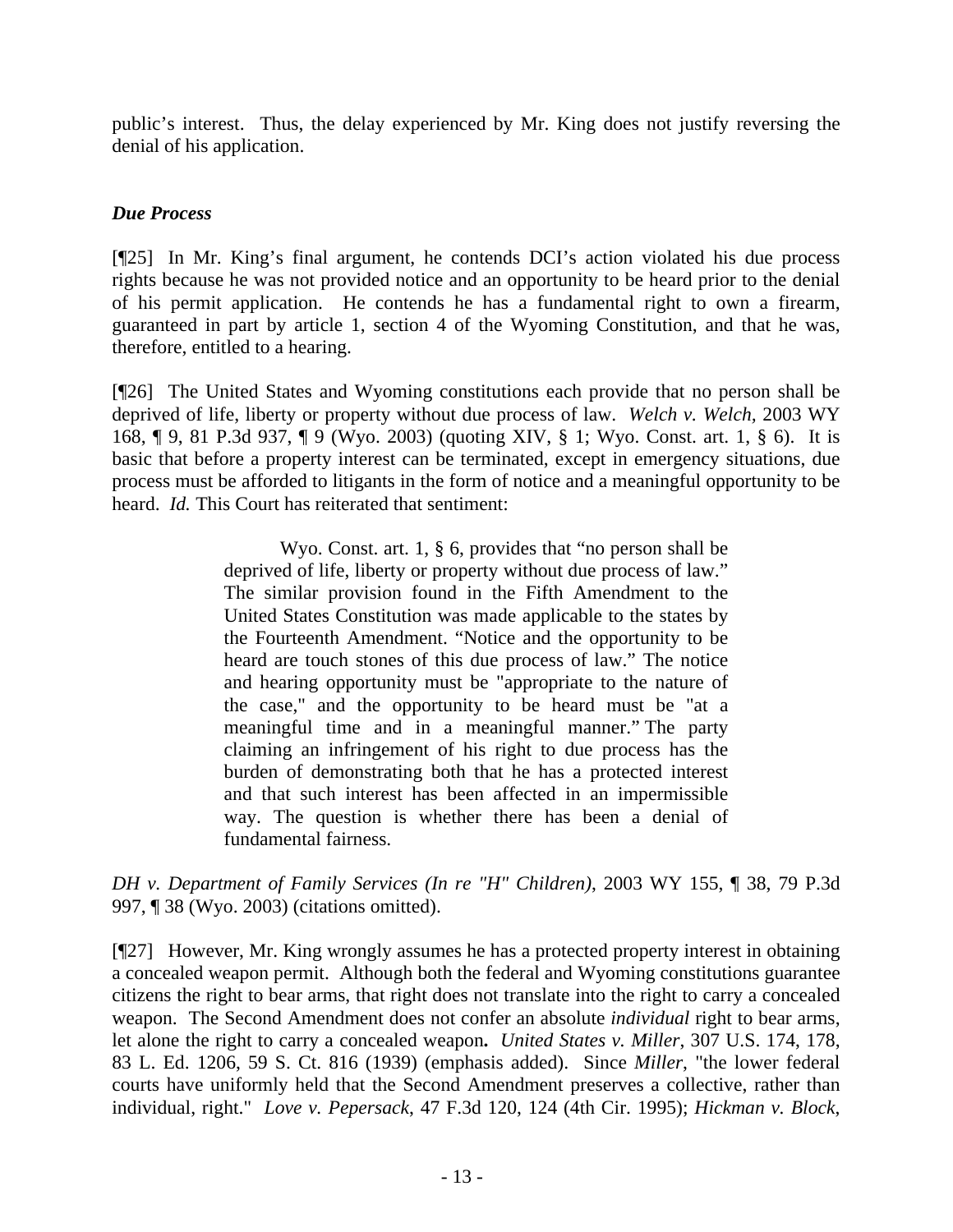public's interest. Thus, the delay experienced by Mr. King does not justify reversing the denial of his application.

### *Due Process*

[¶25] In Mr. King's final argument, he contends DCI's action violated his due process rights because he was not provided notice and an opportunity to be heard prior to the denial of his permit application. He contends he has a fundamental right to own a firearm, guaranteed in part by article 1, section 4 of the Wyoming Constitution, and that he was, therefore, entitled to a hearing.

[¶26] The United States and Wyoming constitutions each provide that no person shall be deprived of life, liberty or property without due process of law. *Welch v. Welch,* 2003 WY 168, ¶ 9, 81 P.3d 937, ¶ 9 (Wyo. 2003) (quoting XIV, § 1; Wyo. Const. art. 1, § 6). It is basic that before a property interest can be terminated, except in emergency situations, due process must be afforded to litigants in the form of notice and a meaningful opportunity to be heard. *Id.* This Court has reiterated that sentiment:

> Wyo. Const. art. 1, § 6, provides that "no person shall be deprived of life, liberty or property without due process of law." The similar provision found in the Fifth Amendment to the United States Constitution was made applicable to the states by the Fourteenth Amendment. "Notice and the opportunity to be heard are touch stones of this due process of law." The notice and hearing opportunity must be "appropriate to the nature of the case," and the opportunity to be heard must be "at a meaningful time and in a meaningful manner." The party claiming an infringement of his right to due process has the burden of demonstrating both that he has a protected interest and that such interest has been affected in an impermissible way. The question is whether there has been a denial of fundamental fairness.

*DH v. Department of Family Services (In re "H" Children)*, 2003 WY 155, ¶ 38, 79 P.3d 997, ¶ 38 (Wyo. 2003) (citations omitted).

[¶27] However, Mr. King wrongly assumes he has a protected property interest in obtaining a concealed weapon permit. Although both the federal and Wyoming constitutions guarantee citizens the right to bear arms, that right does not translate into the right to carry a concealed weapon. The Second Amendment does not confer an absolute *individual* right to bear arms, let alone the right to carry a concealed weapon**.** *United States v. Miller*, 307 U.S. 174, 178, 83 L. Ed. 1206, 59 S. Ct. 816 (1939) (emphasis added). Since *Miller*, "the lower federal courts have uniformly held that the Second Amendment preserves a collective, rather than individual, right." *Love v. Pepersack*, 47 F.3d 120, 124 (4th Cir. 1995); *Hickman v. Block*,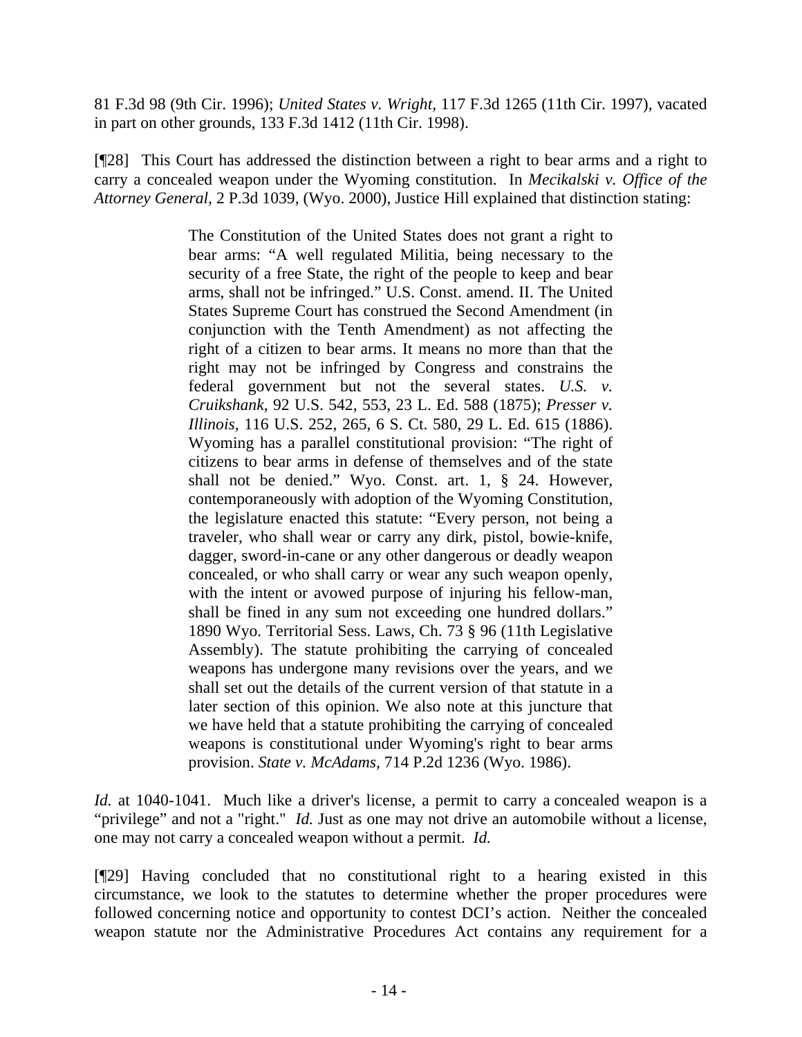81 F.3d 98 (9th Cir. 1996); *United States v. Wright*, 117 F.3d 1265 (11th Cir. 1997), vacated in part on other grounds, 133 F.3d 1412 (11th Cir. 1998).

[¶28] This Court has addressed the distinction between a right to bear arms and a right to carry a concealed weapon under the Wyoming constitution. In *Mecikalski v. Office of the Attorney General,* 2 P.3d 1039, (Wyo. 2000), Justice Hill explained that distinction stating:

> The Constitution of the United States does not grant a right to bear arms: "A well regulated Militia, being necessary to the security of a free State, the right of the people to keep and bear arms, shall not be infringed." U.S. Const. amend. II. The United States Supreme Court has construed the Second Amendment (in conjunction with the Tenth Amendment) as not affecting the right of a citizen to bear arms. It means no more than that the right may not be infringed by Congress and constrains the federal government but not the several states. *U.S. v. Cruikshank,* 92 U.S. 542, 553, 23 L. Ed. 588 (1875); *Presser v. Illinois,* 116 U.S. 252, 265, 6 S. Ct. 580, 29 L. Ed. 615 (1886). Wyoming has a parallel constitutional provision: "The right of citizens to bear arms in defense of themselves and of the state shall not be denied." Wyo. Const. art. 1, § 24. However, contemporaneously with adoption of the Wyoming Constitution, the legislature enacted this statute: "Every person, not being a traveler, who shall wear or carry any dirk, pistol, bowie-knife, dagger, sword-in-cane or any other dangerous or deadly weapon concealed, or who shall carry or wear any such weapon openly, with the intent or avowed purpose of injuring his fellow-man, shall be fined in any sum not exceeding one hundred dollars." 1890 Wyo. Territorial Sess. Laws, Ch. 73 § 96 (11th Legislative Assembly). The statute prohibiting the carrying of concealed weapons has undergone many revisions over the years, and we shall set out the details of the current version of that statute in a later section of this opinion. We also note at this juncture that we have held that a statute prohibiting the carrying of concealed weapons is constitutional under Wyoming's right to bear arms provision. *State v. McAdams,* 714 P.2d 1236 (Wyo. 1986).

*Id.* at 1040-1041. Much like a driver's license, a permit to carry a concealed weapon is a "privilege" and not a "right." *Id.* Just as one may not drive an automobile without a license, one may not carry a concealed weapon without a permit. *Id.*

[¶29] Having concluded that no constitutional right to a hearing existed in this circumstance, we look to the statutes to determine whether the proper procedures were followed concerning notice and opportunity to contest DCI's action. Neither the concealed weapon statute nor the Administrative Procedures Act contains any requirement for a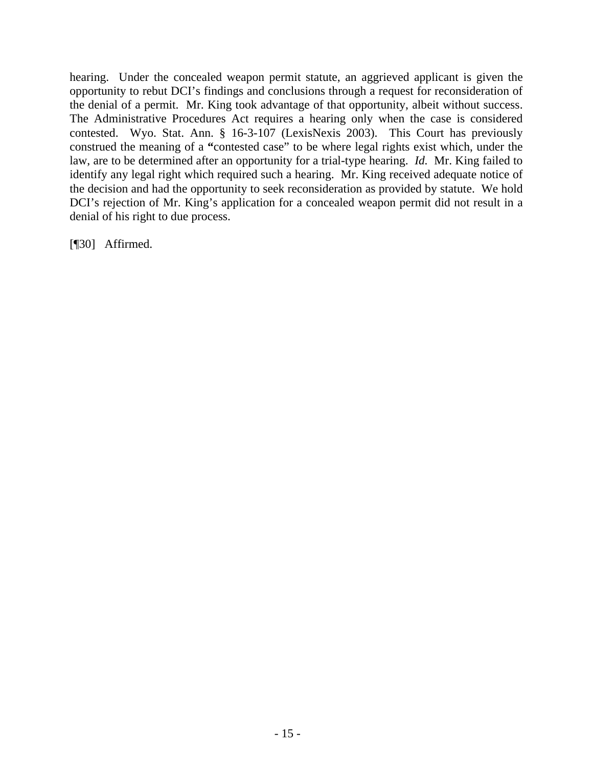hearing. Under the concealed weapon permit statute, an aggrieved applicant is given the opportunity to rebut DCI's findings and conclusions through a request for reconsideration of the denial of a permit. Mr. King took advantage of that opportunity, albeit without success. The Administrative Procedures Act requires a hearing only when the case is considered contested. Wyo. Stat. Ann. § 16-3-107 (LexisNexis 2003). This Court has previously construed the meaning of a "contested case" to be where legal rights exist which, under the law, are to be determined after an opportunity for a trial-type hearing. *Id.* Mr. King failed to identify any legal right which required such a hearing. Mr. King received adequate notice of the decision and had the opportunity to seek reconsideration as provided by statute. We hold DCI's rejection of Mr. King's application for a concealed weapon permit did not result in a denial of his right to due process.

[¶30] Affirmed.